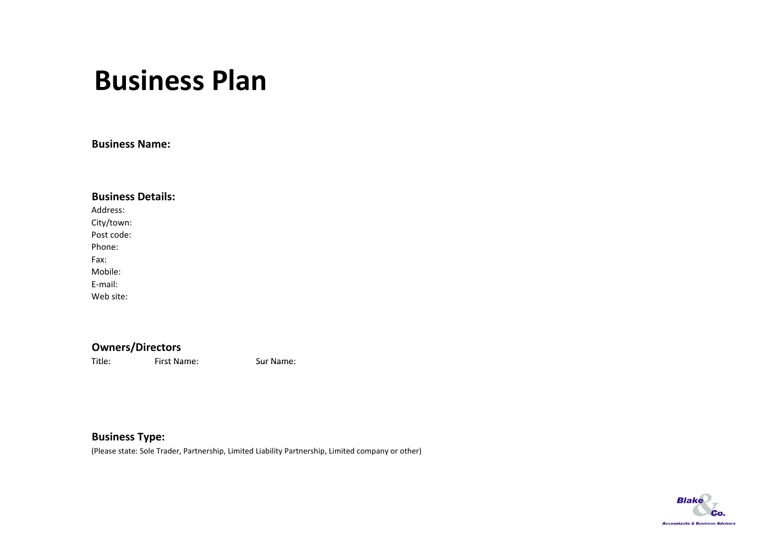# Business Plan

**Business Name:**

**Business Details:**

Address:
City/town:
Post code:
Phone:
Fax:
Mobile:
E-mail:
Web site:

**Owners/Directors**

Title: First Name: Sur Name:

**Business Type:**

(Please state: Sole Trader, Partnership, Limited Liability Partnership, Limited company or other)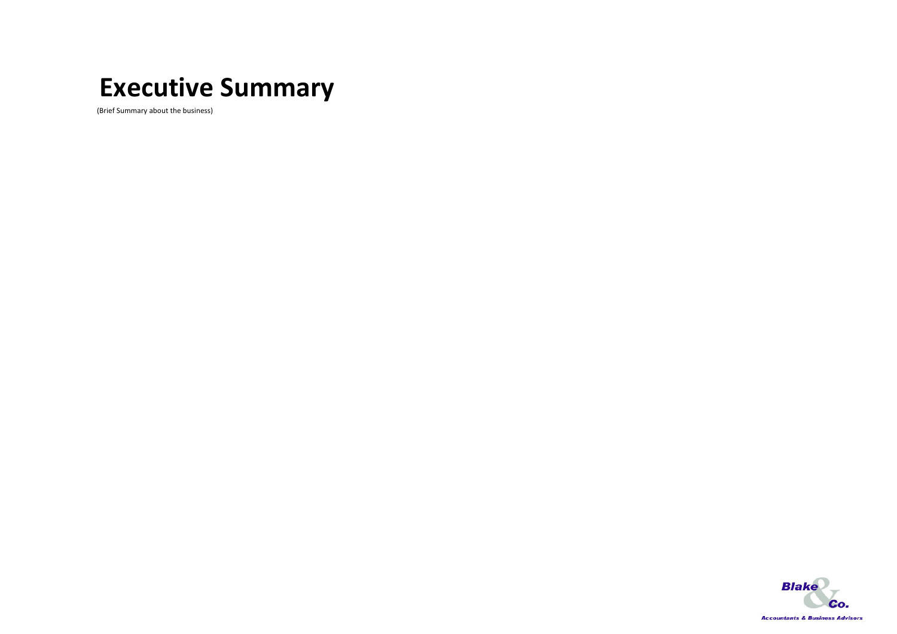# Executive Summary

(Brief Summary about the business)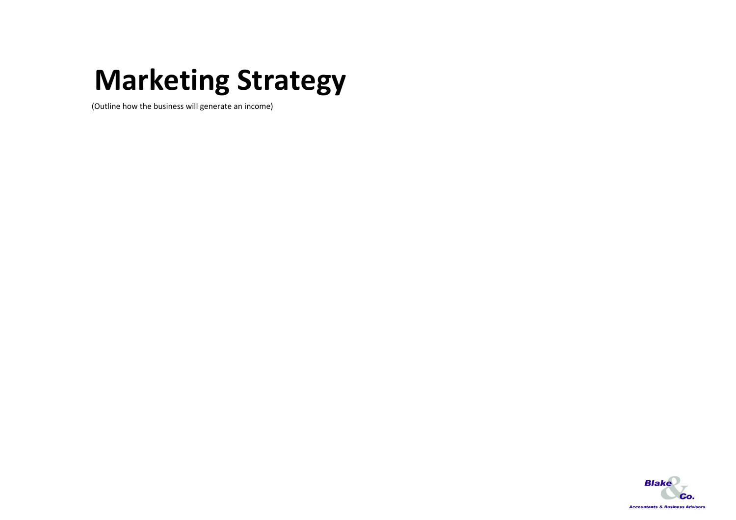# Marketing Strategy

(Outline how the business will generate an income)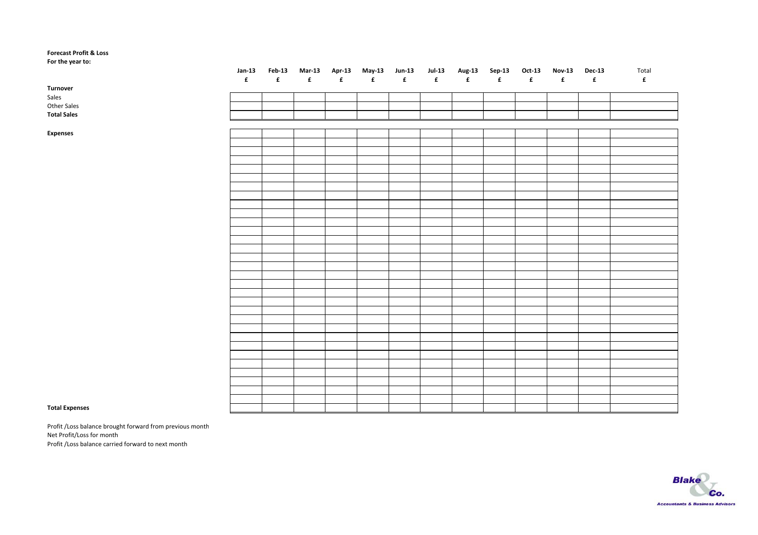**Forecast Profit & Loss**
**For the year to:**

| | Jan-13 | Feb-13 | Mar-13 | Apr-13 | May-13 | Jun-13 | Jul-13 | Aug-13 | Sep-13 | Oct-13 | Nov-13 | Dec-13 | Total |
|---|---|---|---|---|---|---|---|---|---|---|---|---|---|
| | £ | £ | £ | £ | £ | £ | £ | £ | £ | £ | £ | £ | £ |
| **Turnover** | | | | | | | | | | | | | |
| Sales | | | | | | | | | | | | | |
| Other Sales | | | | | | | | | | | | | |
| **Total Sales** | | | | | | | | | | | | | |
| | | | | | | | | | | | | | |
| **Expenses** | | | | | | | | | | | | | |
| | | | | | | | | | | | | | |
| | | | | | | | | | | | | | |
| | | | | | | | | | | | | | |
| | | | | | | | | | | | | | |
| | | | | | | | | | | | | | |
| | | | | | | | | | | | | | |
| | | | | | | | | | | | | | |
| | | | | | | | | | | | | | |
| | | | | | | | | | | | | | |
| | | | | | | | | | | | | | |
| | | | | | | | | | | | | | |
| | | | | | | | | | | | | | |
| | | | | | | | | | | | | | |
| | | | | | | | | | | | | | |
| | | | | | | | | | | | | | |
| | | | | | | | | | | | | | |
| | | | | | | | | | | | | | |
| | | | | | | | | | | | | | |
| | | | | | | | | | | | | | |
| | | | | | | | | | | | | | |
| | | | | | | | | | | | | | |
| | | | | | | | | | | | | | |
| | | | | | | | | | | | | | |
| | | | | | | | | | | | | | |
| | | | | | | | | | | | | | |
| | | | | | | | | | | | | | |
| | | | | | | | | | | | | | |
| | | | | | | | | | | | | | |
| | | | | | | | | | | | | | |
| | | | | | | | | | | | | | |
| | | | | | | | | | | | | | |
| **Total Expenses** | | | | | | | | | | | | | |
| | | | | | | | | | | | | | |
| Profit /Loss balance brought forward from previous month | | | | | | | | | | | | | |
| Net Profit/Loss for month | | | | | | | | | | | | | |
| Profit /Loss balance carried forward to next month | | | | | | | | | | | | | |

Blake & Co.
Accountants & Business Advisors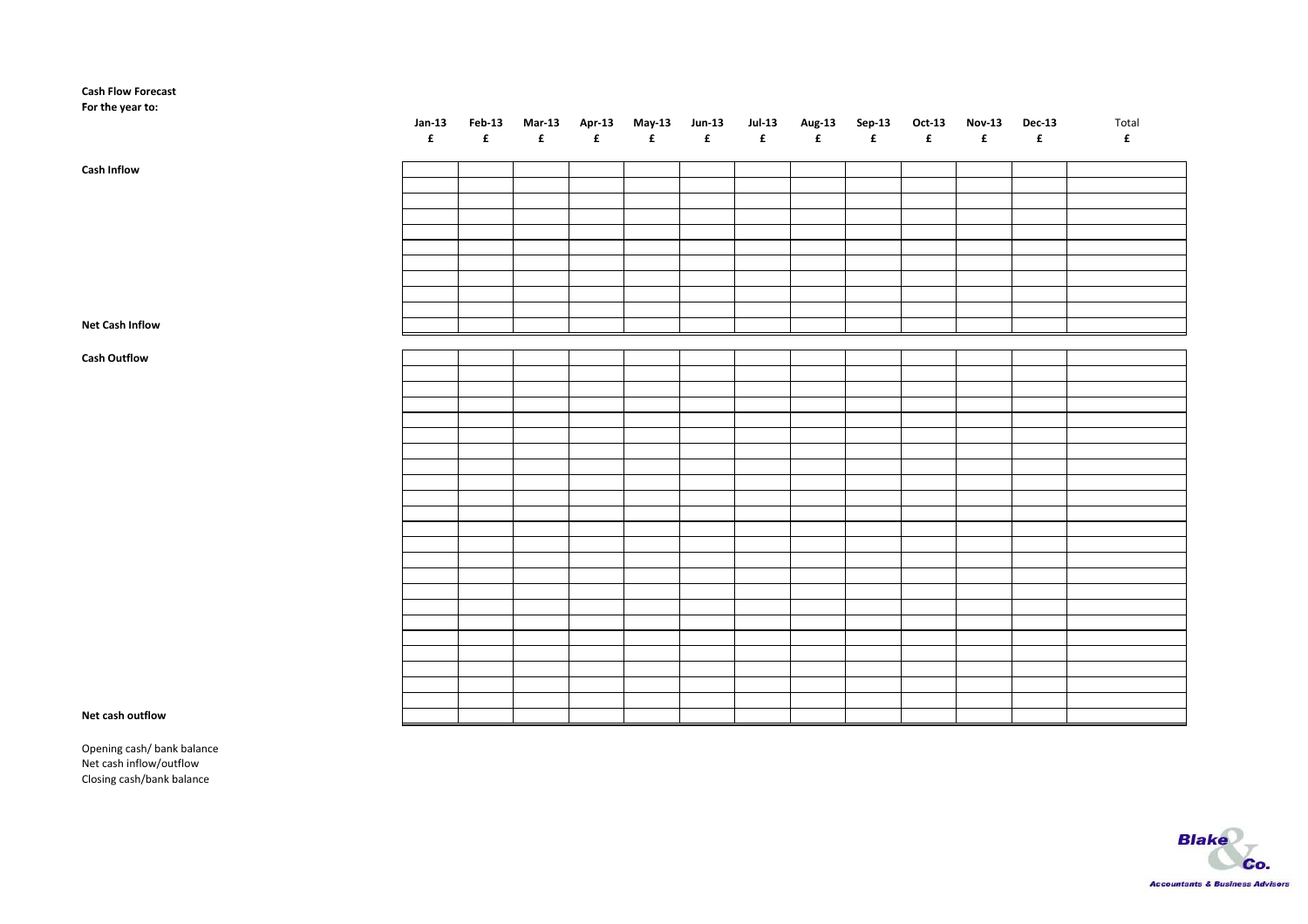**Cash Flow Forecast**
**For the year to:**

| | Jan-13 | Feb-13 | Mar-13 | Apr-13 | May-13 | Jun-13 | Jul-13 | Aug-13 | Sep-13 | Oct-13 | Nov-13 | Dec-13 | Total |
|---|---|---|---|---|---|---|---|---|---|---|---|---|---|
| | £ | £ | £ | £ | £ | £ | £ | £ | £ | £ | £ | £ | £ |
| **Cash Inflow** | | | | | | | | | | | | | |
| | | | | | | | | | | | | | |
| | | | | | | | | | | | | | |
| | | | | | | | | | | | | | |
| | | | | | | | | | | | | | |
| | | | | | | | | | | | | | |
| | | | | | | | | | | | | | |
| | | | | | | | | | | | | | |
| | | | | | | | | | | | | | |
| | | | | | | | | | | | | | |
| **Net Cash Inflow** | | | | | | | | | | | | | |
| **Cash Outflow** | | | | | | | | | | | | | |
| | | | | | | | | | | | | | |
| | | | | | | | | | | | | | |
| | | | | | | | | | | | | | |
| | | | | | | | | | | | | | |
| | | | | | | | | | | | | | |
| | | | | | | | | | | | | | |
| | | | | | | | | | | | | | |
| | | | | | | | | | | | | | |
| | | | | | | | | | | | | | |
| | | | | | | | | | | | | | |
| | | | | | | | | | | | | | |
| | | | | | | | | | | | | | |
| | | | | | | | | | | | | | |
| | | | | | | | | | | | | | |
| | | | | | | | | | | | | | |
| | | | | | | | | | | | | | |
| | | | | | | | | | | | | | |
| | | | | | | | | | | | | | |
| | | | | | | | | | | | | | |
| | | | | | | | | | | | | | |
| | | | | | | | | | | | | | |
| | | | | | | | | | | | | | |
| **Net cash outflow** | | | | | | | | | | | | | |

Opening cash/ bank balance
Net cash inflow/outflow
Closing cash/bank balance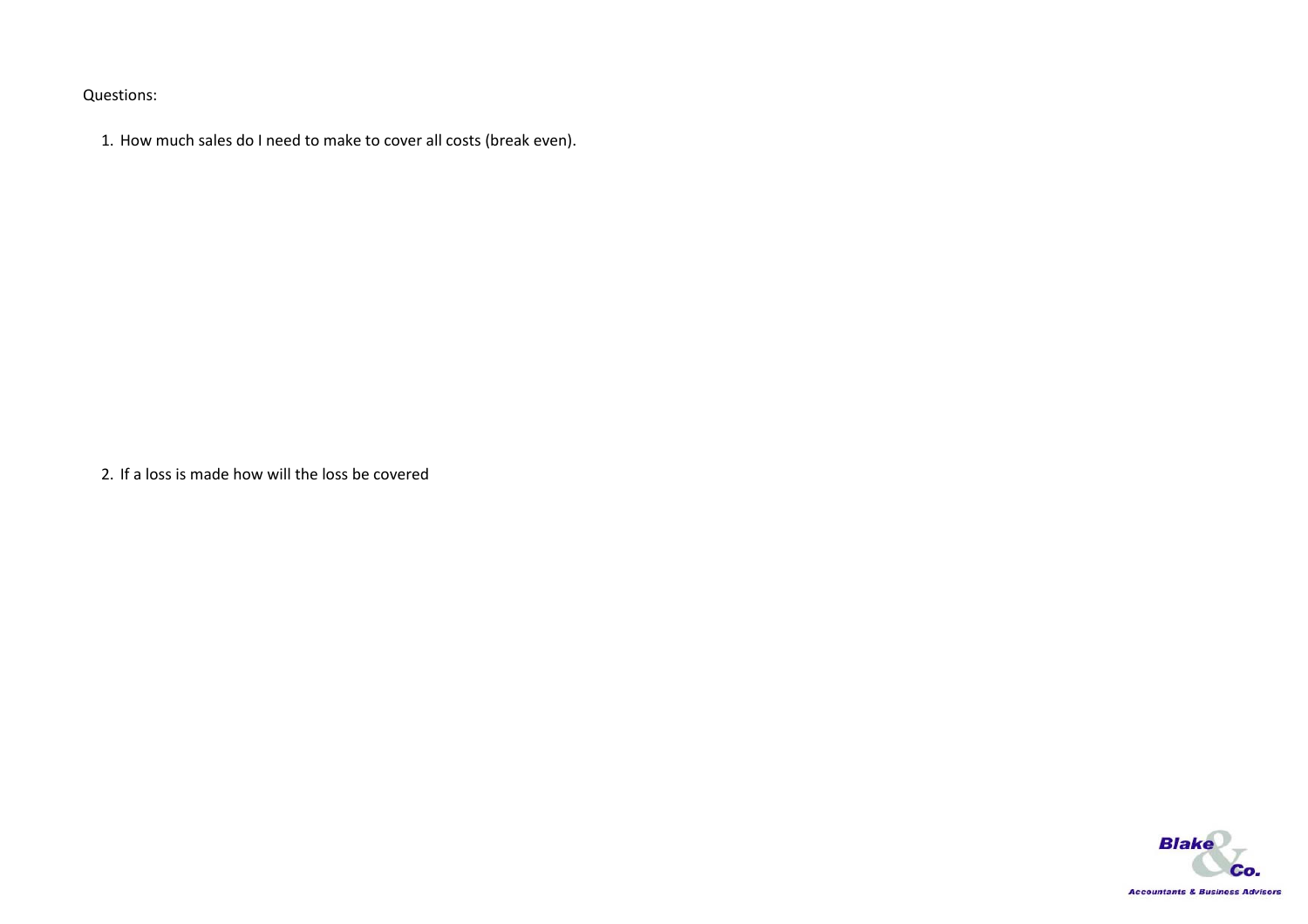Questions:

1. How much sales do I need to make to cover all costs (break even).

2. If a loss is made how will the loss be covered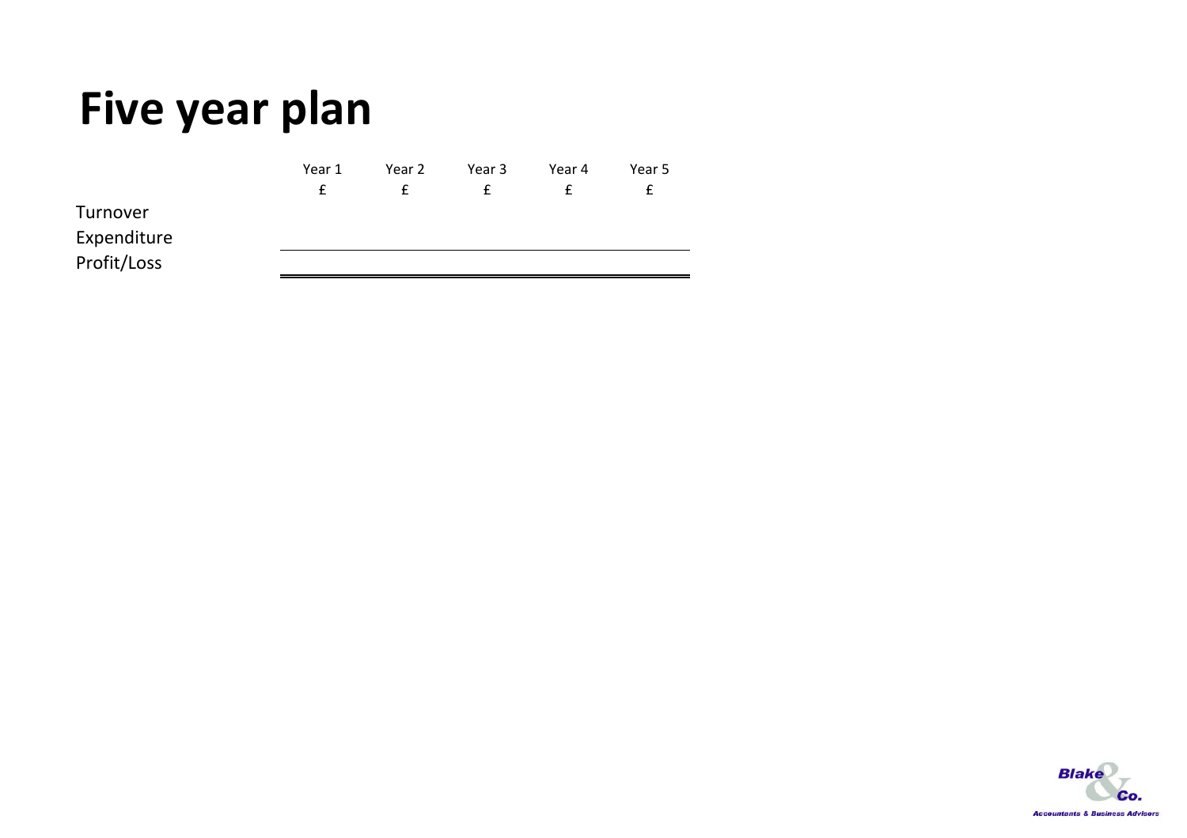# Five year plan

| | Year 1 | Year 2 | Year 3 | Year 4 | Year 5 |
|---|---|---|---|---|---|
| | £ | £ | £ | £ | £ |
| Turnover | | | | | |
| Expenditure | | | | | |
| Profit/Loss | | | | | |

Blake & Co.
Accountants & Business Advisors